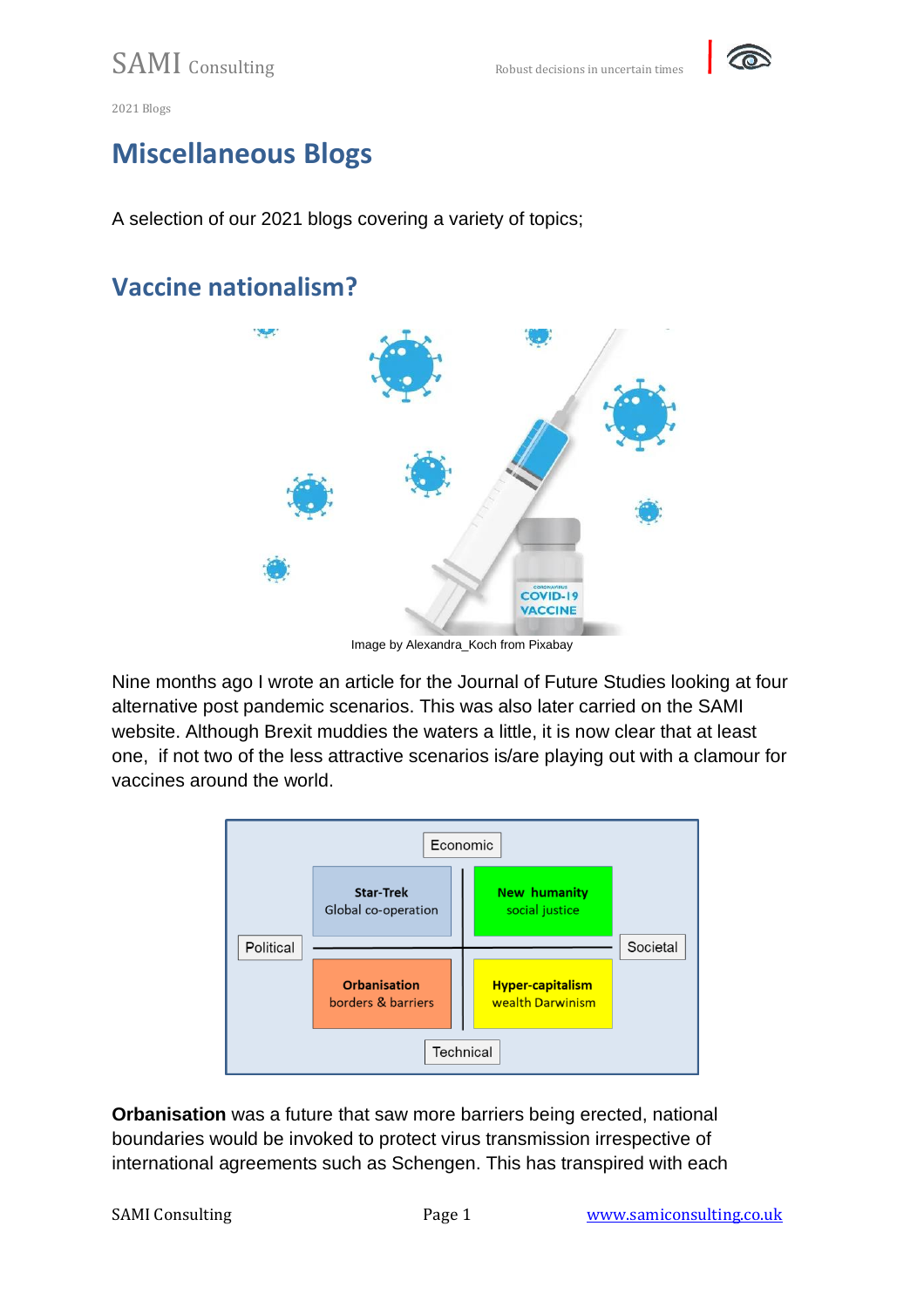2021 Blogs

# Miscellaneous Blogs

A selection of our 2021 blogs covering a variety of topics;

## Vaccine nationalism?

Image by Alexandra_Koch from Pixabay

Nine months ago I wrote an article for the Journal of Future Studies looking at four alternative post pandemic scenarios. This was also later carried on the SAMI website. Although Brexit muddies the waters a little, it is now clear that at least one, if not two of the less attractive scenarios is/are playing out with a clamour for vaccines around the world.

| | Economic | |
|---|---|---|
| Political | **Star-Trek** Global co-operation | **New humanity** social justice | Societal |
| | **Orbanisation** borders & barriers | **Hyper-capitalism** wealth Darwinism |
| | Technical | |

**Orbanisation** was a future that saw more barriers being erected, national boundaries would be invoked to protect virus transmission irrespective of international agreements such as Schengen. This has transpired with each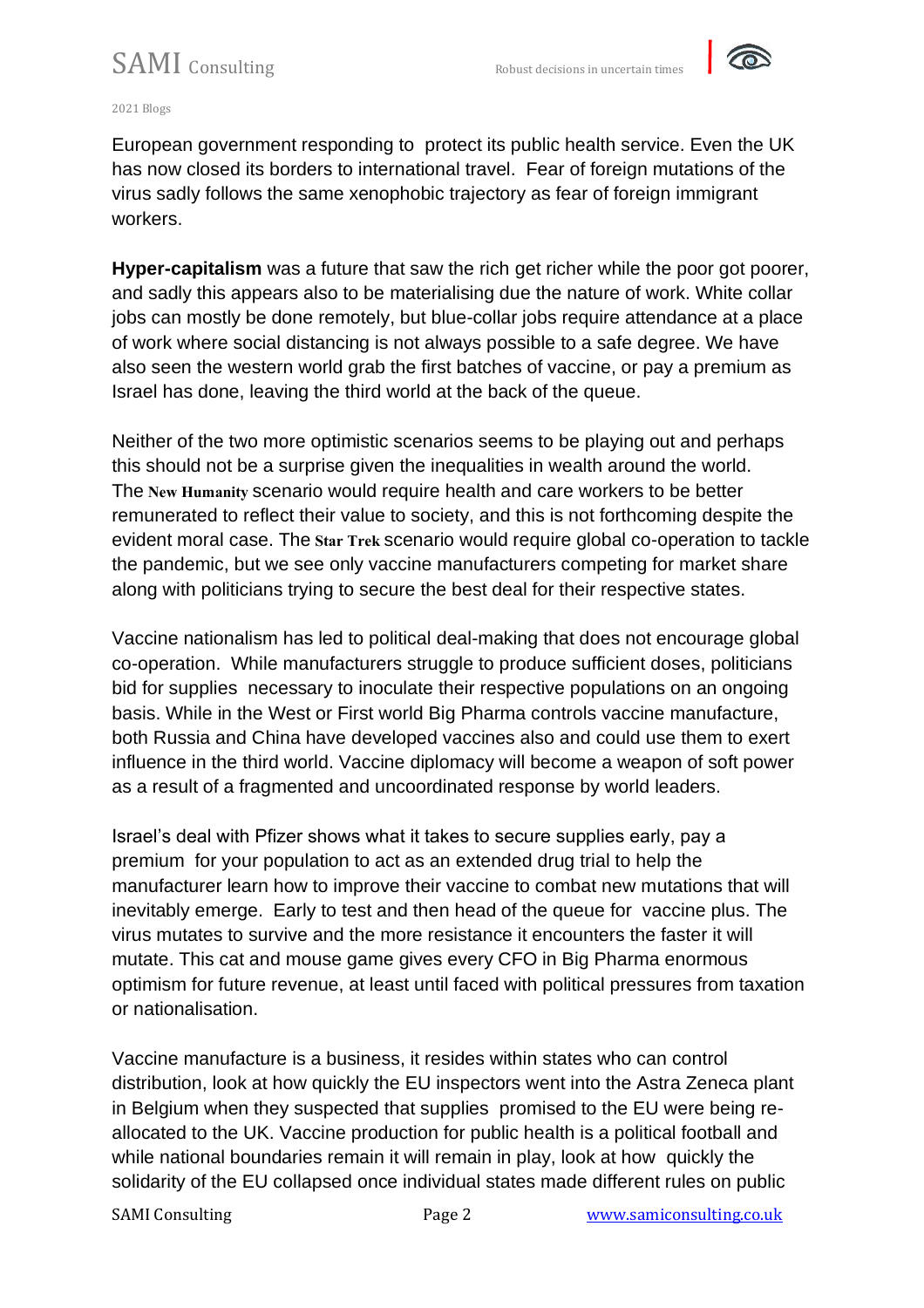European government responding to  protect its public health service. Even the UK has now closed its borders to international travel.  Fear of foreign mutations of the virus sadly follows the same xenophobic trajectory as fear of foreign immigrant workers.

**Hyper-capitalism** was a future that saw the rich get richer while the poor got poorer, and sadly this appears also to be materialising due the nature of work. White collar jobs can mostly be done remotely, but blue-collar jobs require attendance at a place of work where social distancing is not always possible to a safe degree. We have also seen the western world grab the first batches of vaccine, or pay a premium as Israel has done, leaving the third world at the back of the queue.

Neither of the two more optimistic scenarios seems to be playing out and perhaps this should not be a surprise given the inequalities in wealth around the world. The **New Humanity** scenario would require health and care workers to be better remunerated to reflect their value to society, and this is not forthcoming despite the evident moral case. The **Star Trek** scenario would require global co-operation to tackle the pandemic, but we see only vaccine manufacturers competing for market share along with politicians trying to secure the best deal for their respective states.

Vaccine nationalism has led to political deal-making that does not encourage global co-operation.  While manufacturers struggle to produce sufficient doses, politicians bid for supplies  necessary to inoculate their respective populations on an ongoing basis. While in the West or First world Big Pharma controls vaccine manufacture, both Russia and China have developed vaccines also and could use them to exert influence in the third world. Vaccine diplomacy will become a weapon of soft power as a result of a fragmented and uncoordinated response by world leaders.

Israel's deal with Pfizer shows what it takes to secure supplies early, pay a premium  for your population to act as an extended drug trial to help the manufacturer learn how to improve their vaccine to combat new mutations that will inevitably emerge.  Early to test and then head of the queue for  vaccine plus. The virus mutates to survive and the more resistance it encounters the faster it will mutate. This cat and mouse game gives every CFO in Big Pharma enormous optimism for future revenue, at least until faced with political pressures from taxation or nationalisation.

Vaccine manufacture is a business, it resides within states who can control distribution, look at how quickly the EU inspectors went into the Astra Zeneca plant in Belgium when they suspected that supplies  promised to the EU were being re-allocated to the UK. Vaccine production for public health is a political football and while national boundaries remain it will remain in play, look at how  quickly the solidarity of the EU collapsed once individual states made different rules on public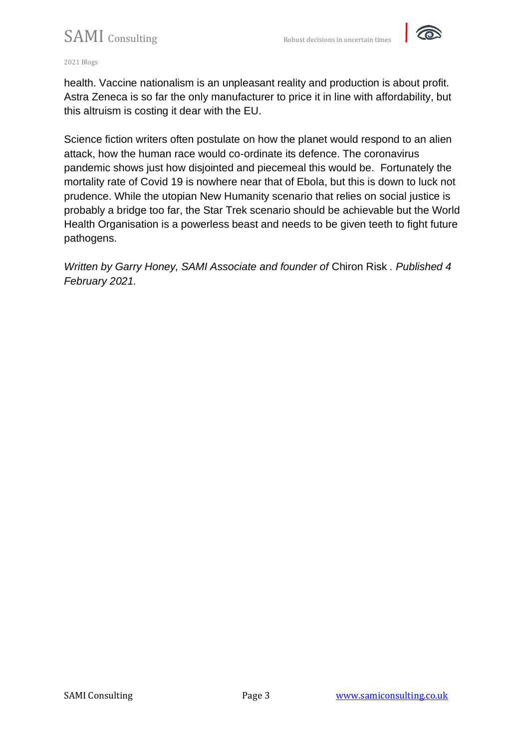health. Vaccine nationalism is an unpleasant reality and production is about profit. Astra Zeneca is so far the only manufacturer to price it in line with affordability, but this altruism is costing it dear with the EU.

Science fiction writers often postulate on how the planet would respond to an alien attack, how the human race would co-ordinate its defence. The coronavirus pandemic shows just how disjointed and piecemeal this would be. Fortunately the mortality rate of Covid 19 is nowhere near that of Ebola, but this is down to luck not prudence. While the utopian New Humanity scenario that relies on social justice is probably a bridge too far, the Star Trek scenario should be achievable but the World Health Organisation is a powerless beast and needs to be given teeth to fight future pathogens.

*Written by Garry Honey, SAMI Associate and founder of* Chiron Risk *. Published 4 February 2021.*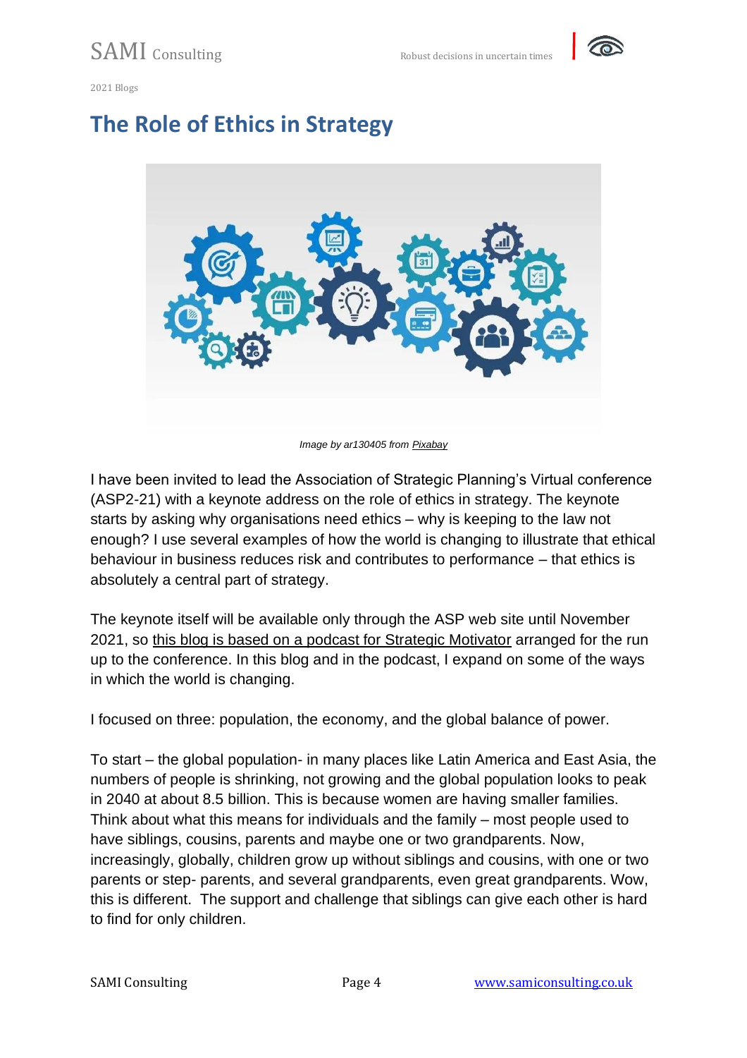2021 Blogs

# The Role of Ethics in Strategy

*Image by ar130405 from Pixabay*

I have been invited to lead the Association of Strategic Planning's Virtual conference (ASP2-21) with a keynote address on the role of ethics in strategy. The keynote starts by asking why organisations need ethics – why is keeping to the law not enough? I use several examples of how the world is changing to illustrate that ethical behaviour in business reduces risk and contributes to performance – that ethics is absolutely a central part of strategy.

The keynote itself will be available only through the ASP web site until November 2021, so this blog is based on a podcast for Strategic Motivator arranged for the run up to the conference. In this blog and in the podcast, I expand on some of the ways in which the world is changing.

I focused on three: population, the economy, and the global balance of power.

To start – the global population- in many places like Latin America and East Asia, the numbers of people is shrinking, not growing and the global population looks to peak in 2040 at about 8.5 billion. This is because women are having smaller families. Think about what this means for individuals and the family – most people used to have siblings, cousins, parents and maybe one or two grandparents. Now, increasingly, globally, children grow up without siblings and cousins, with one or two parents or step- parents, and several grandparents, even great grandparents. Wow, this is different. The support and challenge that siblings can give each other is hard to find for only children.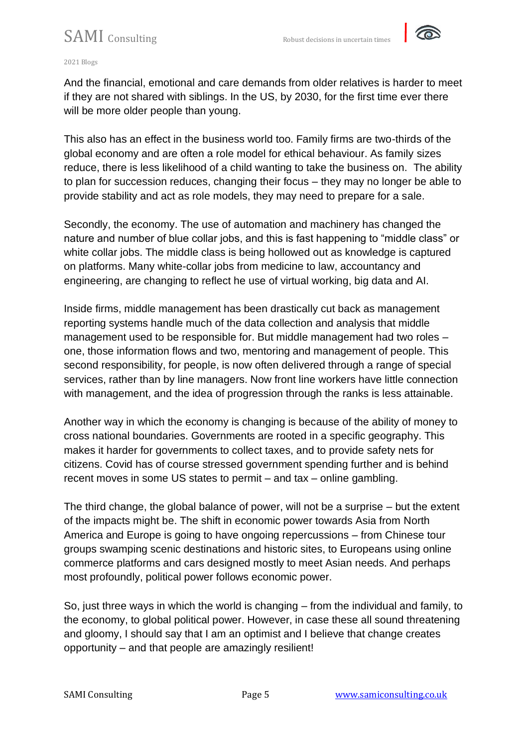And the financial, emotional and care demands from older relatives is harder to meet if they are not shared with siblings. In the US, by 2030, for the first time ever there will be more older people than young.

This also has an effect in the business world too. Family firms are two-thirds of the global economy and are often a role model for ethical behaviour. As family sizes reduce, there is less likelihood of a child wanting to take the business on. The ability to plan for succession reduces, changing their focus – they may no longer be able to provide stability and act as role models, they may need to prepare for a sale.

Secondly, the economy. The use of automation and machinery has changed the nature and number of blue collar jobs, and this is fast happening to "middle class" or white collar jobs. The middle class is being hollowed out as knowledge is captured on platforms. Many white-collar jobs from medicine to law, accountancy and engineering, are changing to reflect he use of virtual working, big data and AI.

Inside firms, middle management has been drastically cut back as management reporting systems handle much of the data collection and analysis that middle management used to be responsible for. But middle management had two roles – one, those information flows and two, mentoring and management of people. This second responsibility, for people, is now often delivered through a range of special services, rather than by line managers. Now front line workers have little connection with management, and the idea of progression through the ranks is less attainable.

Another way in which the economy is changing is because of the ability of money to cross national boundaries. Governments are rooted in a specific geography. This makes it harder for governments to collect taxes, and to provide safety nets for citizens. Covid has of course stressed government spending further and is behind recent moves in some US states to permit – and tax – online gambling.

The third change, the global balance of power, will not be a surprise – but the extent of the impacts might be. The shift in economic power towards Asia from North America and Europe is going to have ongoing repercussions – from Chinese tour groups swamping scenic destinations and historic sites, to Europeans using online commerce platforms and cars designed mostly to meet Asian needs. And perhaps most profoundly, political power follows economic power.

So, just three ways in which the world is changing – from the individual and family, to the economy, to global political power. However, in case these all sound threatening and gloomy, I should say that I am an optimist and I believe that change creates opportunity – and that people are amazingly resilient!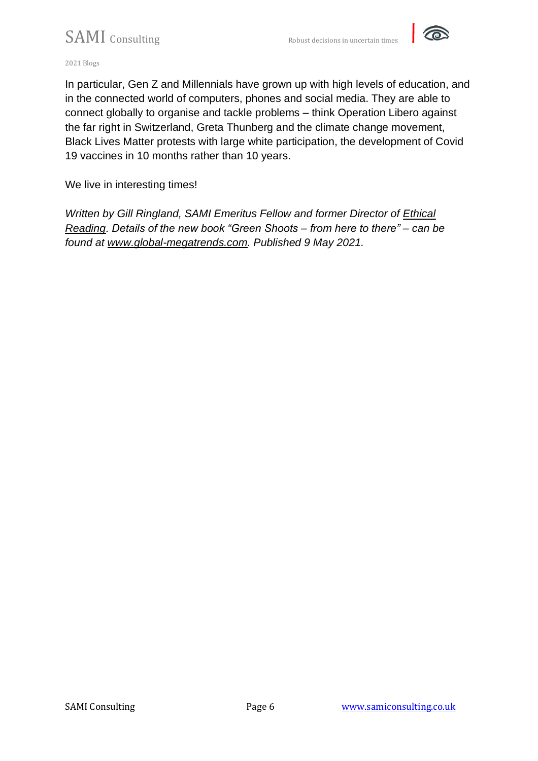In particular, Gen Z and Millennials have grown up with high levels of education, and in the connected world of computers, phones and social media. They are able to connect globally to organise and tackle problems – think Operation Libero against the far right in Switzerland, Greta Thunberg and the climate change movement, Black Lives Matter protests with large white participation, the development of Covid 19 vaccines in 10 months rather than 10 years.

We live in interesting times!

*Written by Gill Ringland, SAMI Emeritus Fellow and former Director of Ethical Reading. Details of the new book "Green Shoots – from here to there" – can be found at www.global-megatrends.com. Published 9 May 2021.*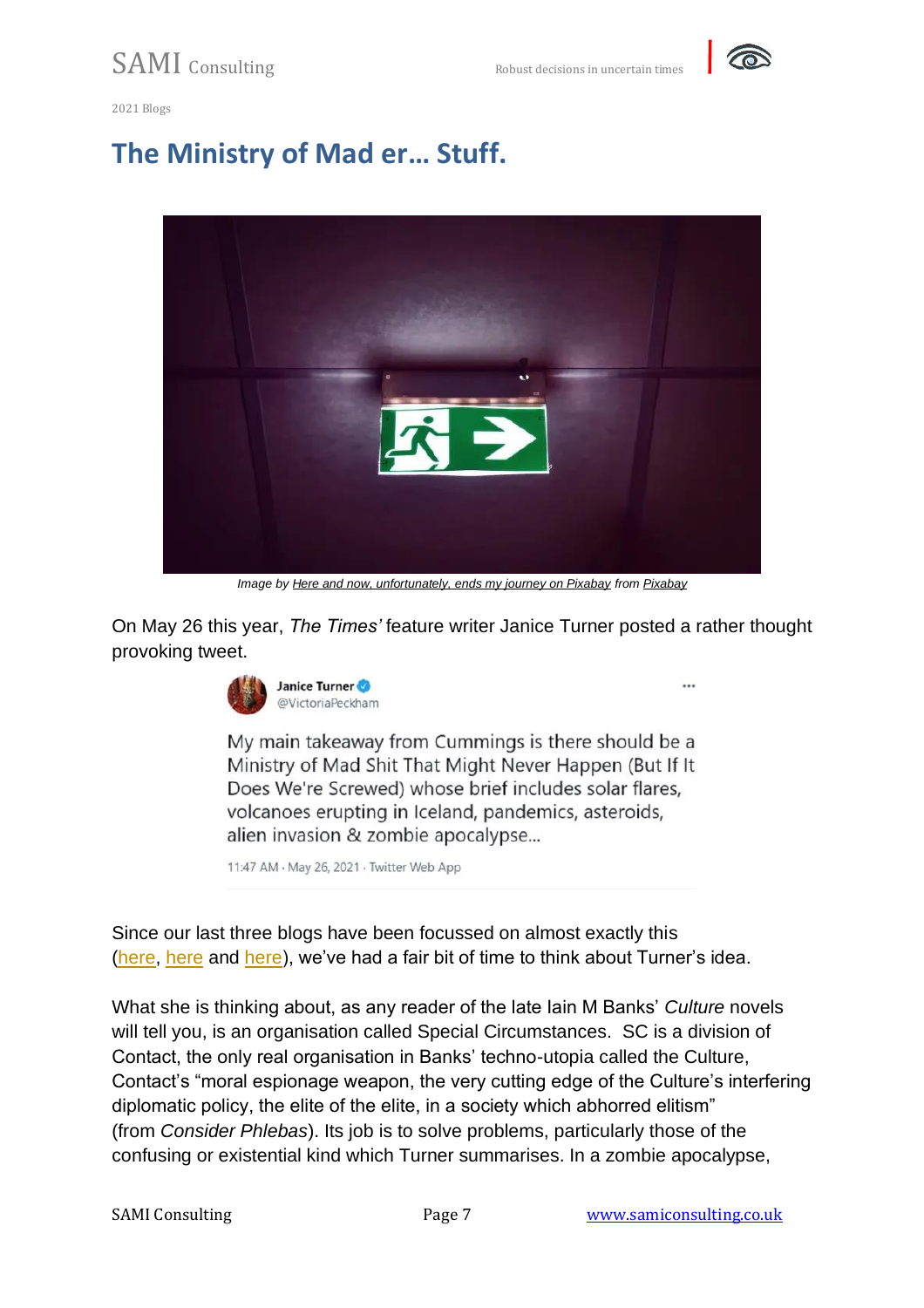2021 Blogs

# The Ministry of Mad er… Stuff.

Image by Here and now, unfortunately, ends my journey on Pixabay from Pixabay

On May 26 this year, *The Times'* feature writer Janice Turner posted a rather thought provoking tweet.

> Janice Turner @VictoriaPeckham
>
> My main takeaway from Cummings is there should be a Ministry of Mad Shit That Might Never Happen (But If It Does We're Screwed) whose brief includes solar flares, volcanoes erupting in Iceland, pandemics, asteroids, alien invasion & zombie apocalypse...
>
> 11:47 AM · May 26, 2021 · Twitter Web App

Since our last three blogs have been focussed on almost exactly this (here, here and here), we've had a fair bit of time to think about Turner's idea.

What she is thinking about, as any reader of the late Iain M Banks' *Culture* novels will tell you, is an organisation called Special Circumstances. SC is a division of Contact, the only real organisation in Banks' techno-utopia called the Culture, Contact's "moral espionage weapon, the very cutting edge of the Culture's interfering diplomatic policy, the elite of the elite, in a society which abhorred elitism" (from *Consider Phlebas*). Its job is to solve problems, particularly those of the confusing or existential kind which Turner summarises. In a zombie apocalypse,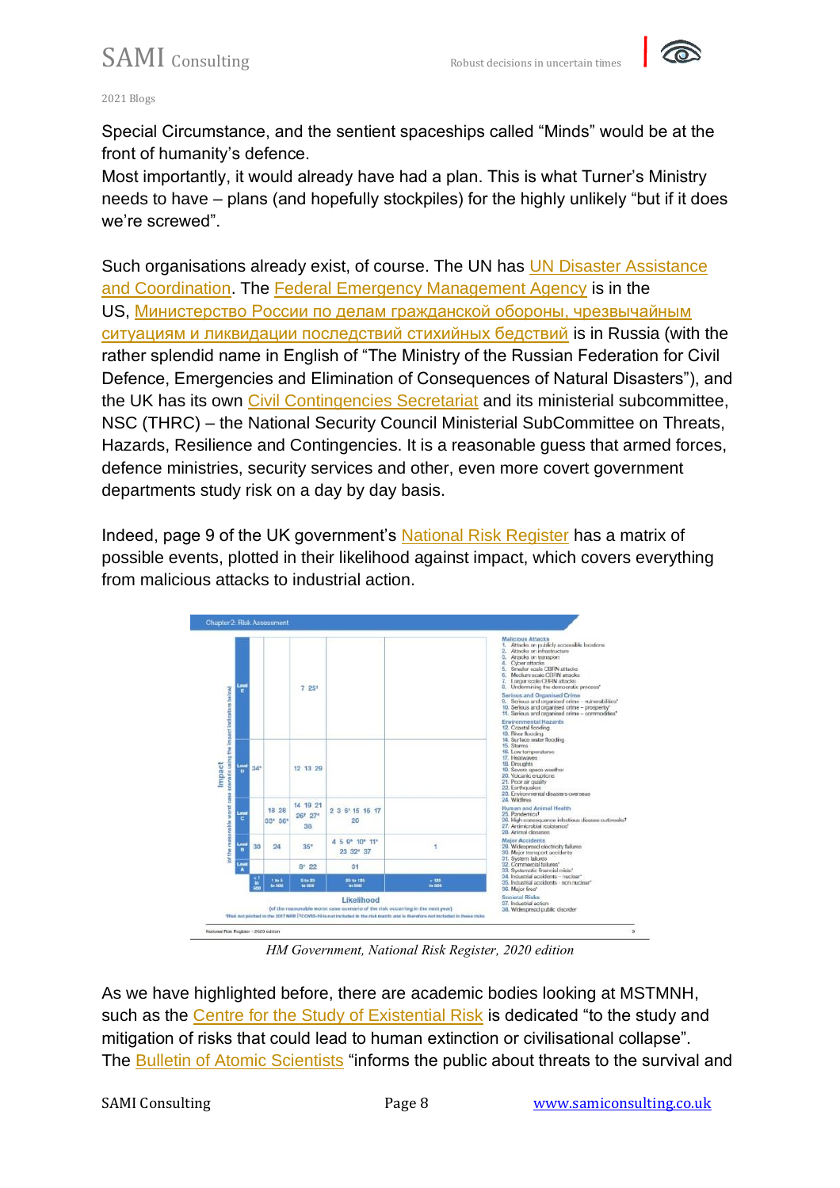Special Circumstance, and the sentient spaceships called "Minds" would be at the front of humanity's defence.

Most importantly, it would already have had a plan. This is what Turner's Ministry needs to have – plans (and hopefully stockpiles) for the highly unlikely "but if it does we're screwed".

Such organisations already exist, of course. The UN has [UN Disaster Assistance and Coordination](). The [Federal Emergency Management Agency]() is in the US, [Министерство России по делам гражданской обороны, чрезвычайным ситуациям и ликвидации последствий стихийных бедствий]() is in Russia (with the rather splendid name in English of "The Ministry of the Russian Federation for Civil Defence, Emergencies and Elimination of Consequences of Natural Disasters"), and the UK has its own [Civil Contingencies Secretariat]() and its ministerial subcommittee, NSC (THRC) – the National Security Council Ministerial SubCommittee on Threats, Hazards, Resilience and Contingencies. It is a reasonable guess that armed forces, defence ministries, security services and other, even more covert government departments study risk on a day by day basis.

Indeed, page 9 of the UK government's [National Risk Register]() has a matrix of possible events, plotted in their likelihood against impact, which covers everything from malicious attacks to industrial action.

*HM Government, National Risk Register, 2020 edition*

As we have highlighted before, there are academic bodies looking at MSTMNH, such as the [Centre for the Study of Existential Risk]() is dedicated "to the study and mitigation of risks that could lead to human extinction or civilisational collapse". The [Bulletin of Atomic Scientists]() "informs the public about threats to the survival and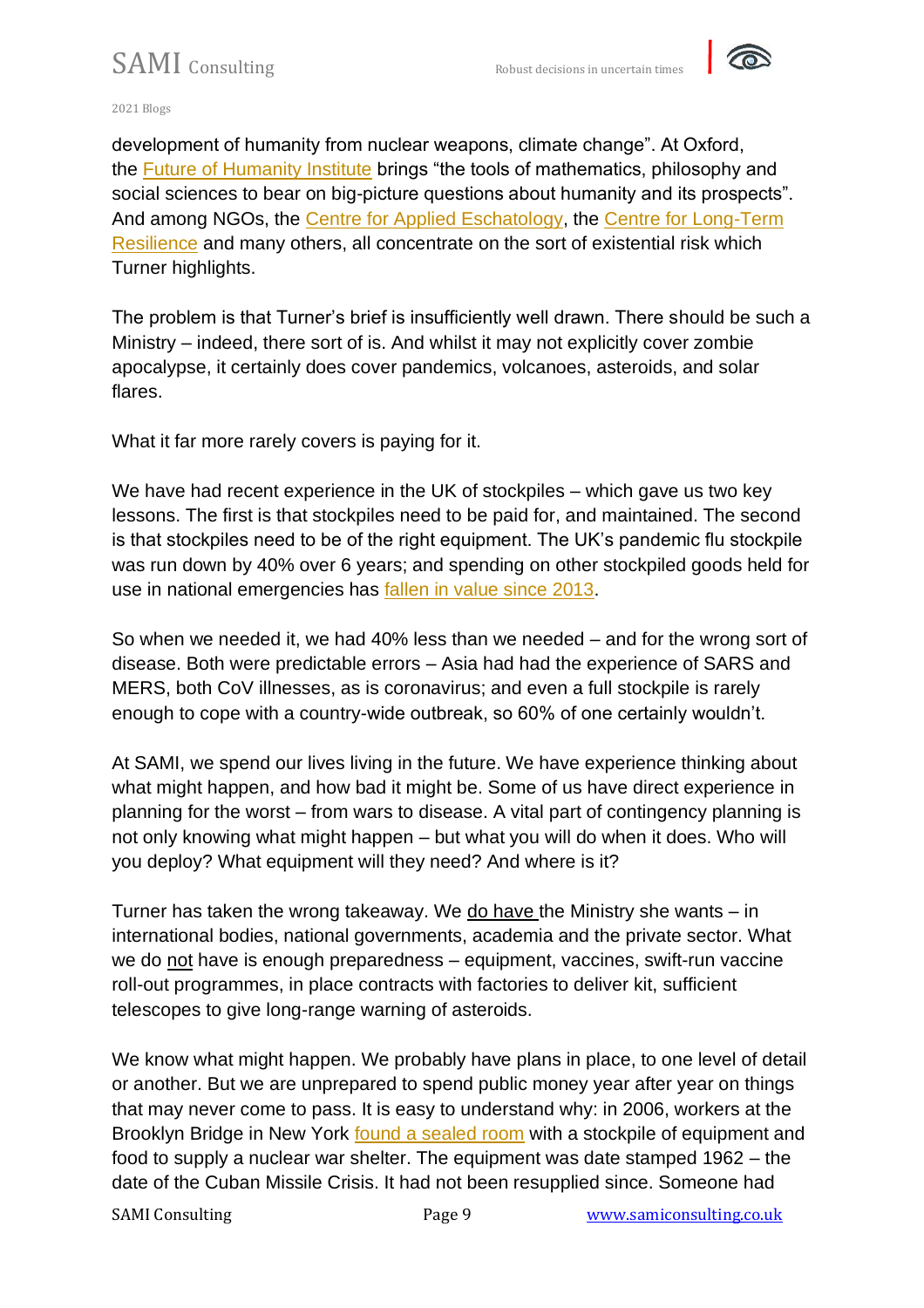development of humanity from nuclear weapons, climate change". At Oxford, the Future of Humanity Institute brings "the tools of mathematics, philosophy and social sciences to bear on big-picture questions about humanity and its prospects". And among NGOs, the Centre for Applied Eschatology, the Centre for Long-Term Resilience and many others, all concentrate on the sort of existential risk which Turner highlights.

The problem is that Turner's brief is insufficiently well drawn. There should be such a Ministry – indeed, there sort of is. And whilst it may not explicitly cover zombie apocalypse, it certainly does cover pandemics, volcanoes, asteroids, and solar flares.

What it far more rarely covers is paying for it.

We have had recent experience in the UK of stockpiles – which gave us two key lessons. The first is that stockpiles need to be paid for, and maintained. The second is that stockpiles need to be of the right equipment. The UK's pandemic flu stockpile was run down by 40% over 6 years; and spending on other stockpiled goods held for use in national emergencies has fallen in value since 2013.

So when we needed it, we had 40% less than we needed – and for the wrong sort of disease. Both were predictable errors – Asia had had the experience of SARS and MERS, both CoV illnesses, as is coronavirus; and even a full stockpile is rarely enough to cope with a country-wide outbreak, so 60% of one certainly wouldn't.

At SAMI, we spend our lives living in the future. We have experience thinking about what might happen, and how bad it might be. Some of us have direct experience in planning for the worst – from wars to disease. A vital part of contingency planning is not only knowing what might happen – but what you will do when it does. Who will you deploy? What equipment will they need? And where is it?

Turner has taken the wrong takeaway. We do have the Ministry she wants – in international bodies, national governments, academia and the private sector. What we do not have is enough preparedness – equipment, vaccines, swift-run vaccine roll-out programmes, in place contracts with factories to deliver kit, sufficient telescopes to give long-range warning of asteroids.

We know what might happen. We probably have plans in place, to one level of detail or another. But we are unprepared to spend public money year after year on things that may never come to pass. It is easy to understand why: in 2006, workers at the Brooklyn Bridge in New York found a sealed room with a stockpile of equipment and food to supply a nuclear war shelter. The equipment was date stamped 1962 – the date of the Cuban Missile Crisis. It had not been resupplied since. Someone had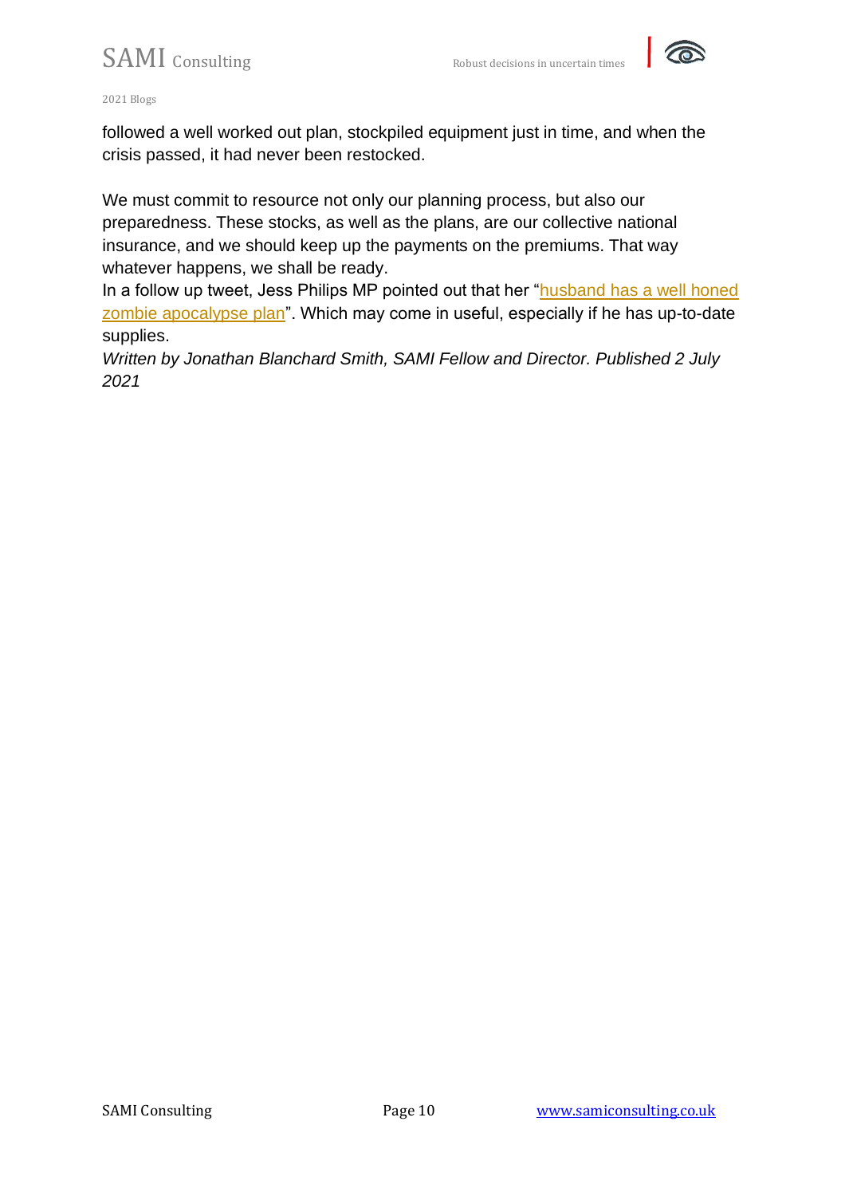followed a well worked out plan, stockpiled equipment just in time, and when the crisis passed, it had never been restocked.

We must commit to resource not only our planning process, but also our preparedness. These stocks, as well as the plans, are our collective national insurance, and we should keep up the payments on the premiums. That way whatever happens, we shall be ready.

In a follow up tweet, Jess Philips MP pointed out that her "husband has a well honed zombie apocalypse plan". Which may come in useful, especially if he has up-to-date supplies.

*Written by Jonathan Blanchard Smith, SAMI Fellow and Director. Published 2 July 2021*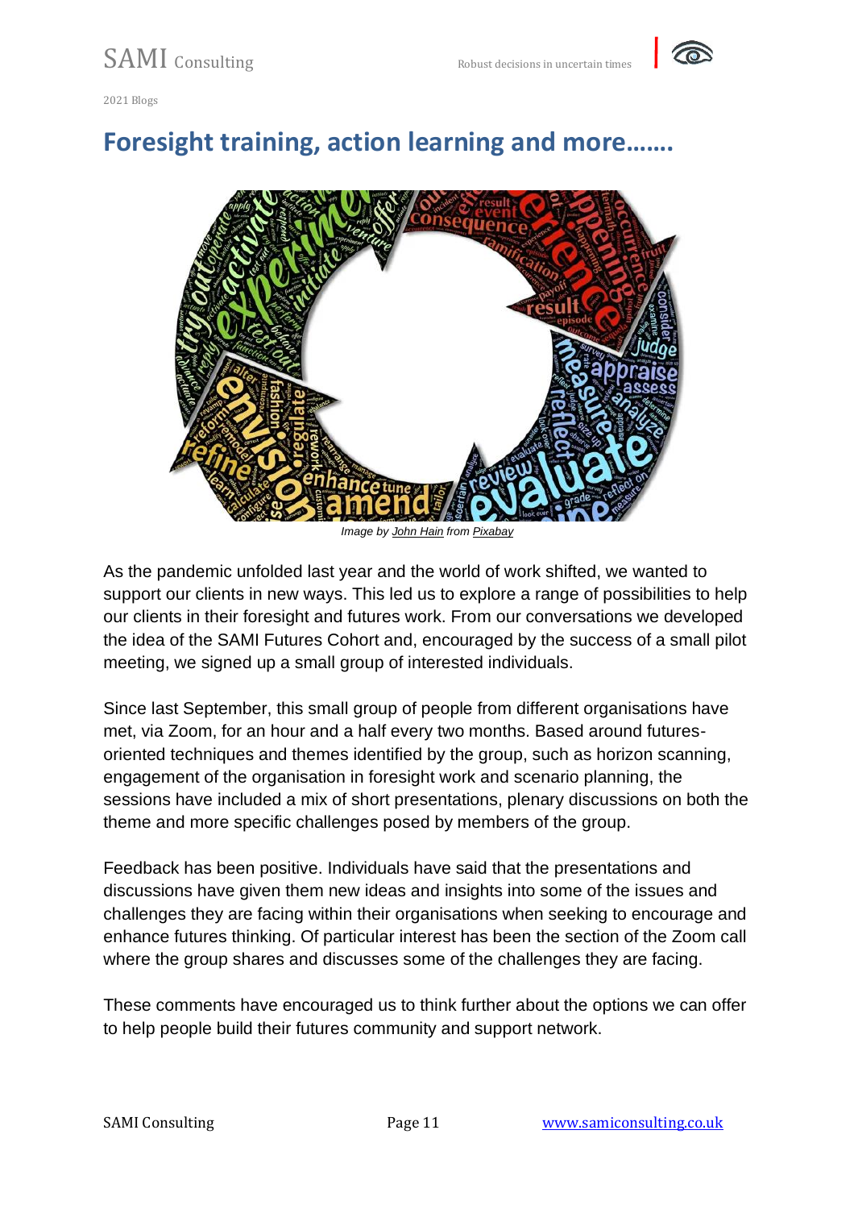# Foresight training, action learning and more…….

*Image by John Hain from Pixabay*

As the pandemic unfolded last year and the world of work shifted, we wanted to support our clients in new ways. This led us to explore a range of possibilities to help our clients in their foresight and futures work. From our conversations we developed the idea of the SAMI Futures Cohort and, encouraged by the success of a small pilot meeting, we signed up a small group of interested individuals.

Since last September, this small group of people from different organisations have met, via Zoom, for an hour and a half every two months. Based around futures-oriented techniques and themes identified by the group, such as horizon scanning, engagement of the organisation in foresight work and scenario planning, the sessions have included a mix of short presentations, plenary discussions on both the theme and more specific challenges posed by members of the group.

Feedback has been positive. Individuals have said that the presentations and discussions have given them new ideas and insights into some of the issues and challenges they are facing within their organisations when seeking to encourage and enhance futures thinking. Of particular interest has been the section of the Zoom call where the group shares and discusses some of the challenges they are facing.

These comments have encouraged us to think further about the options we can offer to help people build their futures community and support network.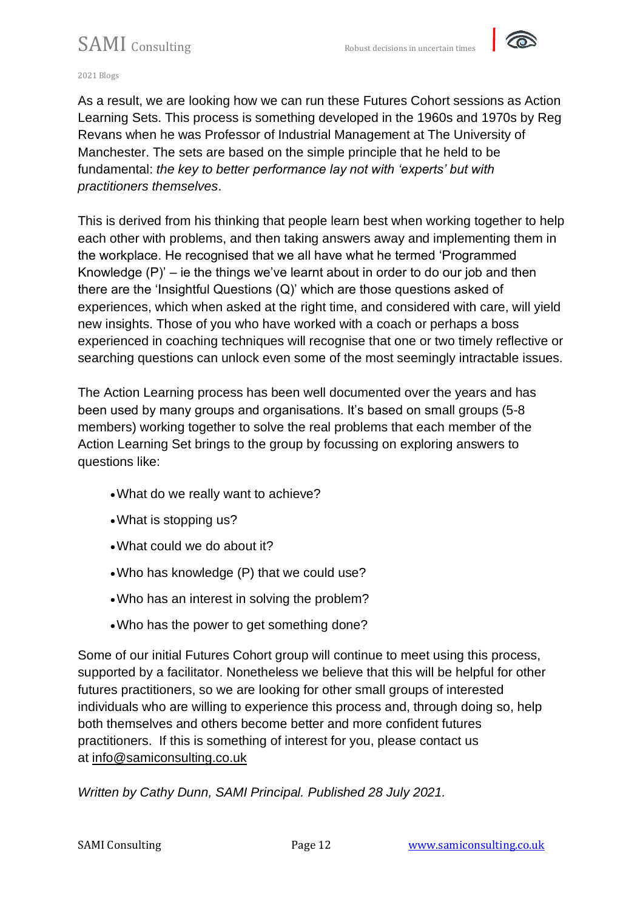As a result, we are looking how we can run these Futures Cohort sessions as Action Learning Sets. This process is something developed in the 1960s and 1970s by Reg Revans when he was Professor of Industrial Management at The University of Manchester. The sets are based on the simple principle that he held to be fundamental: *the key to better performance lay not with 'experts' but with practitioners themselves*.

This is derived from his thinking that people learn best when working together to help each other with problems, and then taking answers away and implementing them in the workplace. He recognised that we all have what he termed 'Programmed Knowledge (P)' – ie the things we've learnt about in order to do our job and then there are the 'Insightful Questions (Q)' which are those questions asked of experiences, which when asked at the right time, and considered with care, will yield new insights. Those of you who have worked with a coach or perhaps a boss experienced in coaching techniques will recognise that one or two timely reflective or searching questions can unlock even some of the most seemingly intractable issues.

The Action Learning process has been well documented over the years and has been used by many groups and organisations. It's based on small groups (5-8 members) working together to solve the real problems that each member of the Action Learning Set brings to the group by focussing on exploring answers to questions like:

- What do we really want to achieve?
- What is stopping us?
- What could we do about it?
- Who has knowledge (P) that we could use?
- Who has an interest in solving the problem?
- Who has the power to get something done?

Some of our initial Futures Cohort group will continue to meet using this process, supported by a facilitator. Nonetheless we believe that this will be helpful for other futures practitioners, so we are looking for other small groups of interested individuals who are willing to experience this process and, through doing so, help both themselves and others become better and more confident futures practitioners. If this is something of interest for you, please contact us at info@samiconsulting.co.uk

*Written by Cathy Dunn, SAMI Principal. Published 28 July 2021.*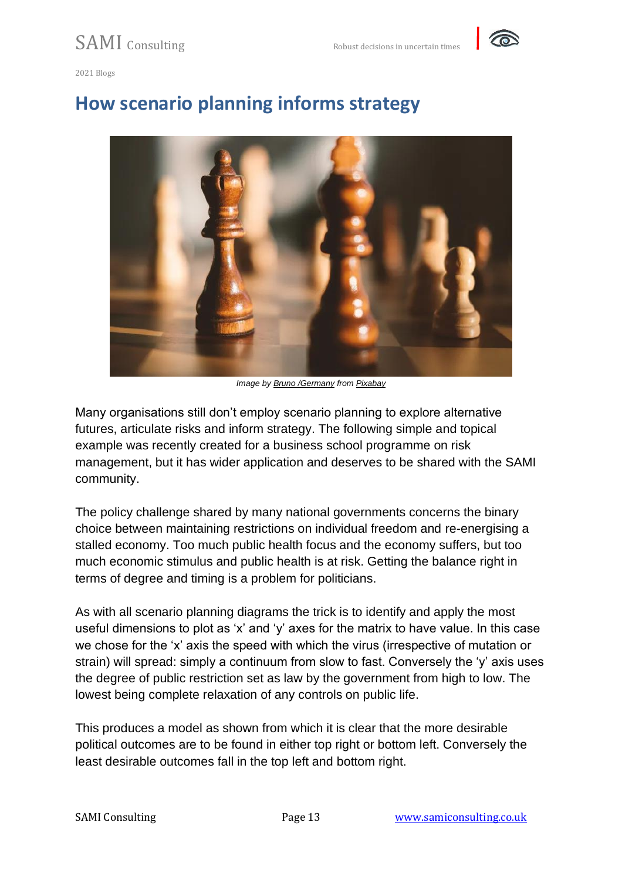2021 Blogs

# How scenario planning informs strategy

*Image by Bruno /Germany from Pixabay*

Many organisations still don’t employ scenario planning to explore alternative futures, articulate risks and inform strategy. The following simple and topical example was recently created for a business school programme on risk management, but it has wider application and deserves to be shared with the SAMI community.

The policy challenge shared by many national governments concerns the binary choice between maintaining restrictions on individual freedom and re-energising a stalled economy. Too much public health focus and the economy suffers, but too much economic stimulus and public health is at risk. Getting the balance right in terms of degree and timing is a problem for politicians.

As with all scenario planning diagrams the trick is to identify and apply the most useful dimensions to plot as ‘x’ and ‘y’ axes for the matrix to have value. In this case we chose for the ‘x’ axis the speed with which the virus (irrespective of mutation or strain) will spread: simply a continuum from slow to fast. Conversely the ‘y’ axis uses the degree of public restriction set as law by the government from high to low. The lowest being complete relaxation of any controls on public life.

This produces a model as shown from which it is clear that the more desirable political outcomes are to be found in either top right or bottom left. Conversely the least desirable outcomes fall in the top left and bottom right.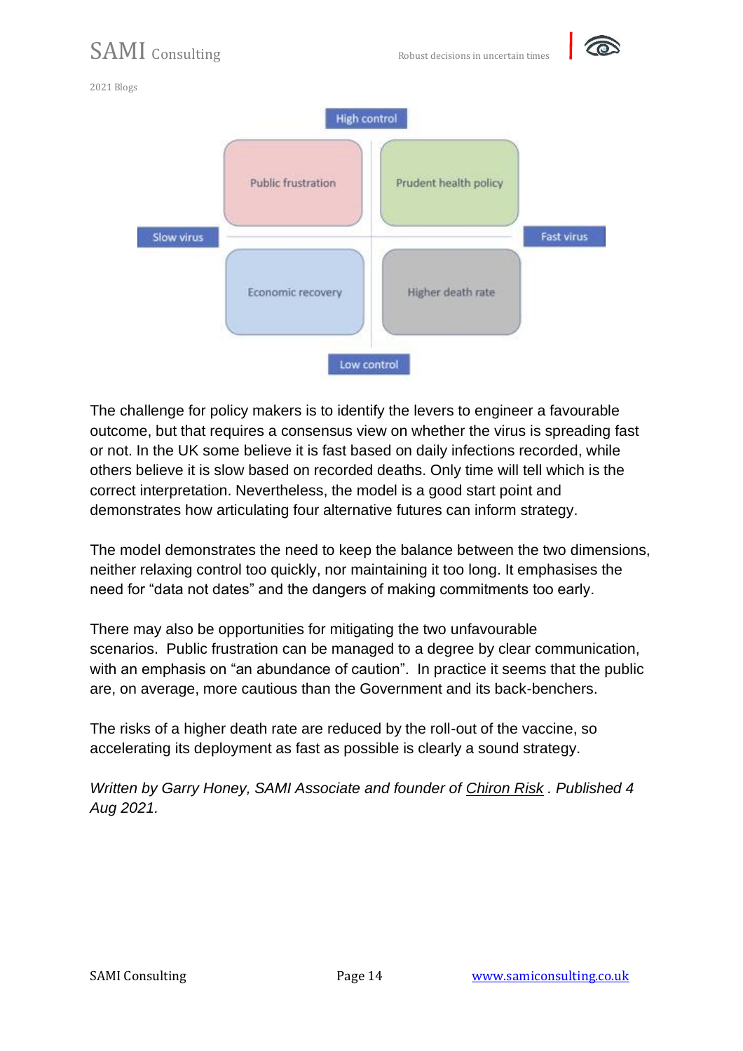High control

Public frustration

Prudent health policy

Slow virus

Fast virus

Economic recovery

Higher death rate

Low control

The challenge for policy makers is to identify the levers to engineer a favourable outcome, but that requires a consensus view on whether the virus is spreading fast or not. In the UK some believe it is fast based on daily infections recorded, while others believe it is slow based on recorded deaths. Only time will tell which is the correct interpretation. Nevertheless, the model is a good start point and demonstrates how articulating four alternative futures can inform strategy.

The model demonstrates the need to keep the balance between the two dimensions, neither relaxing control too quickly, nor maintaining it too long. It emphasises the need for "data not dates" and the dangers of making commitments too early.

There may also be opportunities for mitigating the two unfavourable scenarios. Public frustration can be managed to a degree by clear communication, with an emphasis on "an abundance of caution". In practice it seems that the public are, on average, more cautious than the Government and its back-benchers.

The risks of a higher death rate are reduced by the roll-out of the vaccine, so accelerating its deployment as fast as possible is clearly a sound strategy.

*Written by Garry Honey, SAMI Associate and founder of Chiron Risk . Published 4 Aug 2021.*